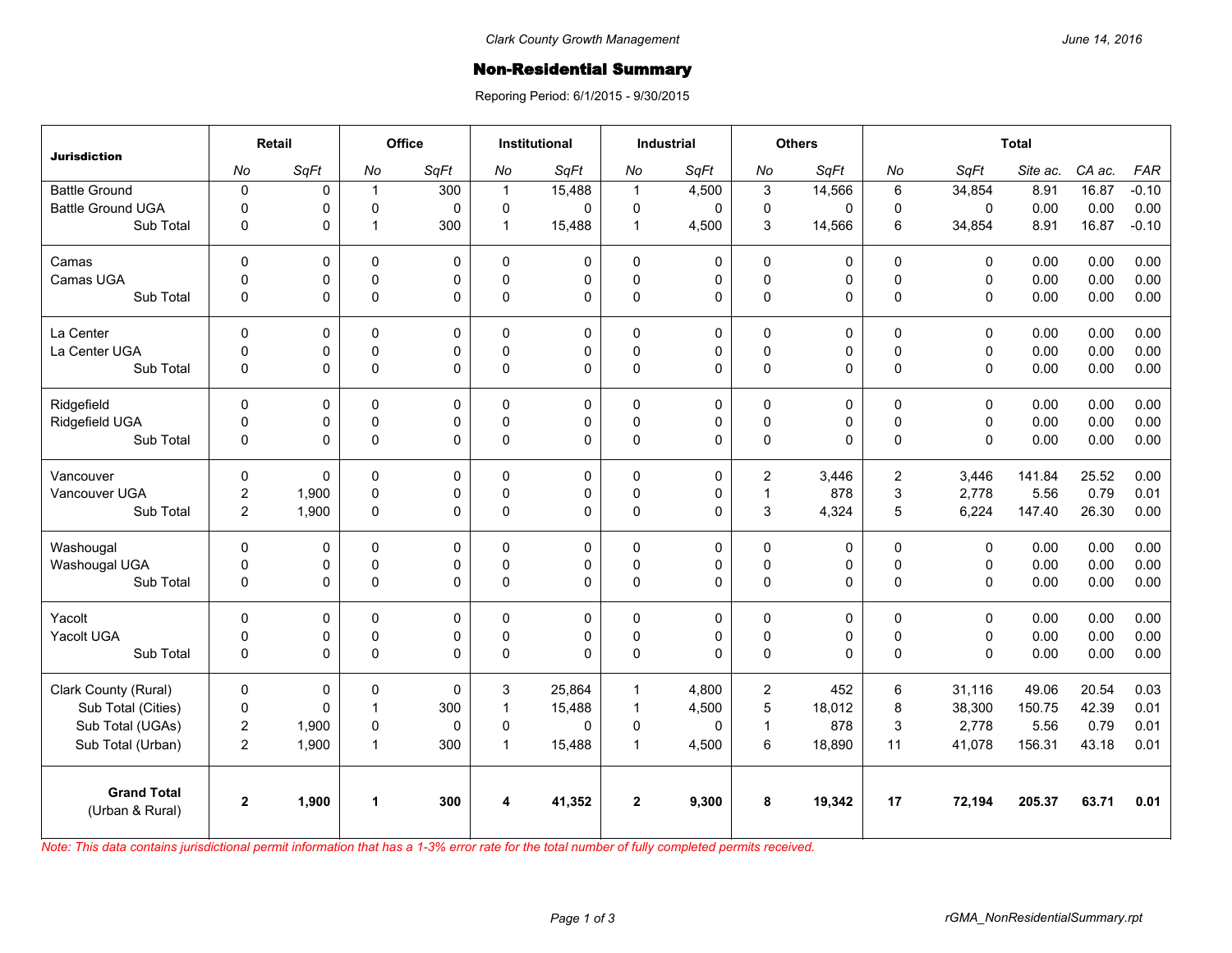Clark County Growth Management

June 14, 2016

# Non-Residential Summary

Reporing Period: 6/1/2015 - 9/30/2015

| Jurisdiction | Retail | | Office | | Institutional | | Industrial | | Others | | Total | | | | |
|---|---|---|---|---|---|---|---|---|---|---|---|---|---|---|---|
| | No | SqFt | No | SqFt | No | SqFt | No | SqFt | No | SqFt | No | SqFt | Site ac. | CA ac. | FAR |
| Battle Ground | 0 | 0 | 1 | 300 | 1 | 15,488 | 1 | 4,500 | 3 | 14,566 | 6 | 34,854 | 8.91 | 16.87 | -0.10 |
| Battle Ground UGA | 0 | 0 | 0 | 0 | 0 | 0 | 0 | 0 | 0 | 0 | 0 | 0 | 0.00 | 0.00 | 0.00 |
| Sub Total | 0 | 0 | 1 | 300 | 1 | 15,488 | 1 | 4,500 | 3 | 14,566 | 6 | 34,854 | 8.91 | 16.87 | -0.10 |
| Camas | 0 | 0 | 0 | 0 | 0 | 0 | 0 | 0 | 0 | 0 | 0 | 0 | 0.00 | 0.00 | 0.00 |
| Camas UGA | 0 | 0 | 0 | 0 | 0 | 0 | 0 | 0 | 0 | 0 | 0 | 0 | 0.00 | 0.00 | 0.00 |
| Sub Total | 0 | 0 | 0 | 0 | 0 | 0 | 0 | 0 | 0 | 0 | 0 | 0 | 0.00 | 0.00 | 0.00 |
| La Center | 0 | 0 | 0 | 0 | 0 | 0 | 0 | 0 | 0 | 0 | 0 | 0 | 0.00 | 0.00 | 0.00 |
| La Center UGA | 0 | 0 | 0 | 0 | 0 | 0 | 0 | 0 | 0 | 0 | 0 | 0 | 0.00 | 0.00 | 0.00 |
| Sub Total | 0 | 0 | 0 | 0 | 0 | 0 | 0 | 0 | 0 | 0 | 0 | 0 | 0.00 | 0.00 | 0.00 |
| Ridgefield | 0 | 0 | 0 | 0 | 0 | 0 | 0 | 0 | 0 | 0 | 0 | 0 | 0.00 | 0.00 | 0.00 |
| Ridgefield UGA | 0 | 0 | 0 | 0 | 0 | 0 | 0 | 0 | 0 | 0 | 0 | 0 | 0.00 | 0.00 | 0.00 |
| Sub Total | 0 | 0 | 0 | 0 | 0 | 0 | 0 | 0 | 0 | 0 | 0 | 0 | 0.00 | 0.00 | 0.00 |
| Vancouver | 0 | 0 | 0 | 0 | 0 | 0 | 0 | 0 | 2 | 3,446 | 2 | 3,446 | 141.84 | 25.52 | 0.00 |
| Vancouver UGA | 2 | 1,900 | 0 | 0 | 0 | 0 | 0 | 0 | 1 | 878 | 3 | 2,778 | 5.56 | 0.79 | 0.01 |
| Sub Total | 2 | 1,900 | 0 | 0 | 0 | 0 | 0 | 0 | 3 | 4,324 | 5 | 6,224 | 147.40 | 26.30 | 0.00 |
| Washougal | 0 | 0 | 0 | 0 | 0 | 0 | 0 | 0 | 0 | 0 | 0 | 0 | 0.00 | 0.00 | 0.00 |
| Washougal UGA | 0 | 0 | 0 | 0 | 0 | 0 | 0 | 0 | 0 | 0 | 0 | 0 | 0.00 | 0.00 | 0.00 |
| Sub Total | 0 | 0 | 0 | 0 | 0 | 0 | 0 | 0 | 0 | 0 | 0 | 0 | 0.00 | 0.00 | 0.00 |
| Yacolt | 0 | 0 | 0 | 0 | 0 | 0 | 0 | 0 | 0 | 0 | 0 | 0 | 0.00 | 0.00 | 0.00 |
| Yacolt UGA | 0 | 0 | 0 | 0 | 0 | 0 | 0 | 0 | 0 | 0 | 0 | 0 | 0.00 | 0.00 | 0.00 |
| Sub Total | 0 | 0 | 0 | 0 | 0 | 0 | 0 | 0 | 0 | 0 | 0 | 0 | 0.00 | 0.00 | 0.00 |
| Clark County (Rural) | 0 | 0 | 0 | 0 | 3 | 25,864 | 1 | 4,800 | 2 | 452 | 6 | 31,116 | 49.06 | 20.54 | 0.03 |
| Sub Total (Cities) | 0 | 0 | 1 | 300 | 1 | 15,488 | 1 | 4,500 | 5 | 18,012 | 8 | 38,300 | 150.75 | 42.39 | 0.01 |
| Sub Total (UGAs) | 2 | 1,900 | 0 | 0 | 0 | 0 | 0 | 0 | 1 | 878 | 3 | 2,778 | 5.56 | 0.79 | 0.01 |
| Sub Total (Urban) | 2 | 1,900 | 1 | 300 | 1 | 15,488 | 1 | 4,500 | 6 | 18,890 | 11 | 41,078 | 156.31 | 43.18 | 0.01 |
| **Grand Total** (Urban & Rural) | **2** | **1,900** | **1** | **300** | **4** | **41,352** | **2** | **9,300** | **8** | **19,342** | **17** | **72,194** | **205.37** | **63.71** | **0.01** |

*Note: This data contains jurisdictional permit information that has a 1-3% error rate for the total number of fully completed permits received.*

rGMA_NonResidentialSummary.rpt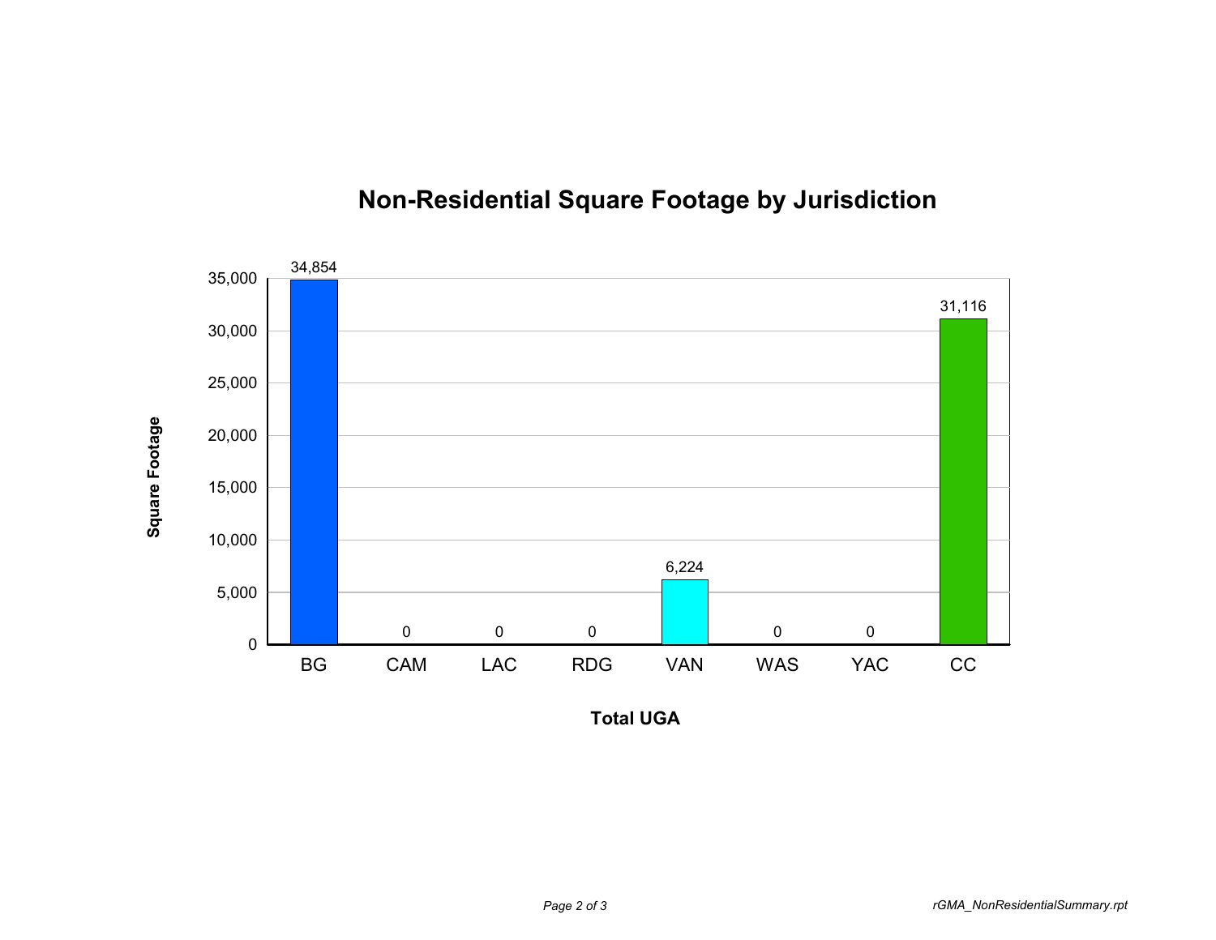## Non-Residential Square Footage by Jurisdiction

| Total UGA | Square Footage |
|---|---|
| BG | 34,854 |
| CAM | 0 |
| LAC | 0 |
| RDG | 0 |
| VAN | 6,224 |
| WAS | 0 |
| YAC | 0 |
| CC | 31,116 |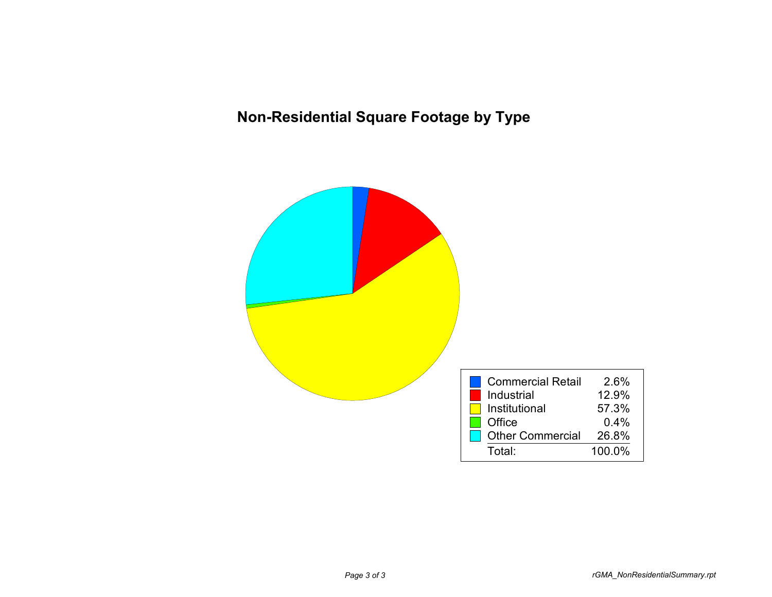## Non-Residential Square Footage by Type

Commercial Retail 2.6%
Industrial 12.9%
Institutional 57.3%
Office 0.4%
Other Commercial 26.8%
Total: 100.0%

*rGMA_NonResidentialSummary.rpt*